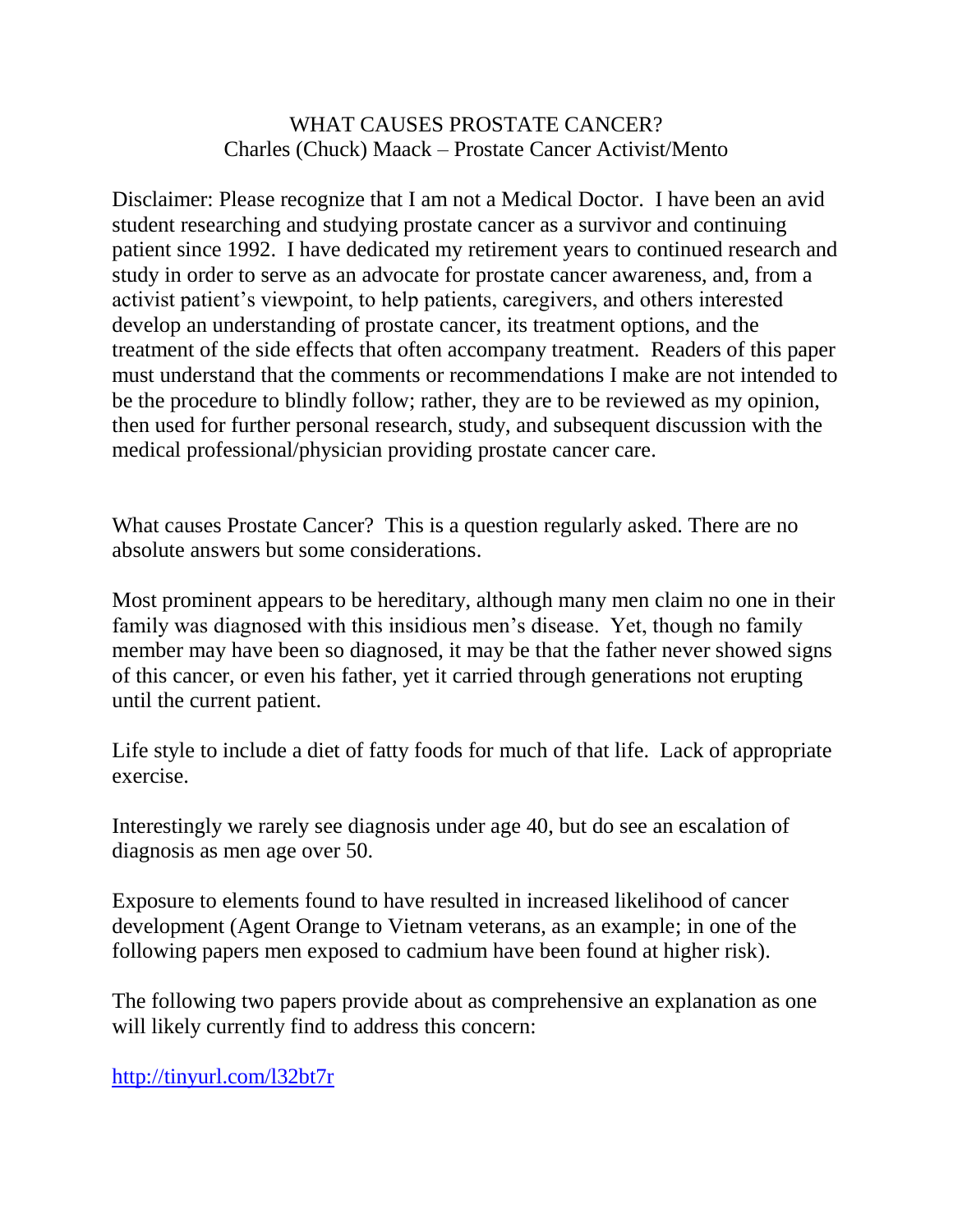# WHAT CAUSES PROSTATE CANCER?

Charles (Chuck) Maack – Prostate Cancer Activist/Mento

Disclaimer: Please recognize that I am not a Medical Doctor. I have been an avid student researching and studying prostate cancer as a survivor and continuing patient since 1992. I have dedicated my retirement years to continued research and study in order to serve as an advocate for prostate cancer awareness, and, from a activist patient's viewpoint, to help patients, caregivers, and others interested develop an understanding of prostate cancer, its treatment options, and the treatment of the side effects that often accompany treatment. Readers of this paper must understand that the comments or recommendations I make are not intended to be the procedure to blindly follow; rather, they are to be reviewed as my opinion, then used for further personal research, study, and subsequent discussion with the medical professional/physician providing prostate cancer care.

What causes Prostate Cancer? This is a question regularly asked. There are no absolute answers but some considerations.

Most prominent appears to be hereditary, although many men claim no one in their family was diagnosed with this insidious men's disease. Yet, though no family member may have been so diagnosed, it may be that the father never showed signs of this cancer, or even his father, yet it carried through generations not erupting until the current patient.

Life style to include a diet of fatty foods for much of that life. Lack of appropriate exercise.

Interestingly we rarely see diagnosis under age 40, but do see an escalation of diagnosis as men age over 50.

Exposure to elements found to have resulted in increased likelihood of cancer development (Agent Orange to Vietnam veterans, as an example; in one of the following papers men exposed to cadmium have been found at higher risk).

The following two papers provide about as comprehensive an explanation as one will likely currently find to address this concern:

[http://tinyurl.com/l32bt7r](http://tinyurl.com/l32bt7r)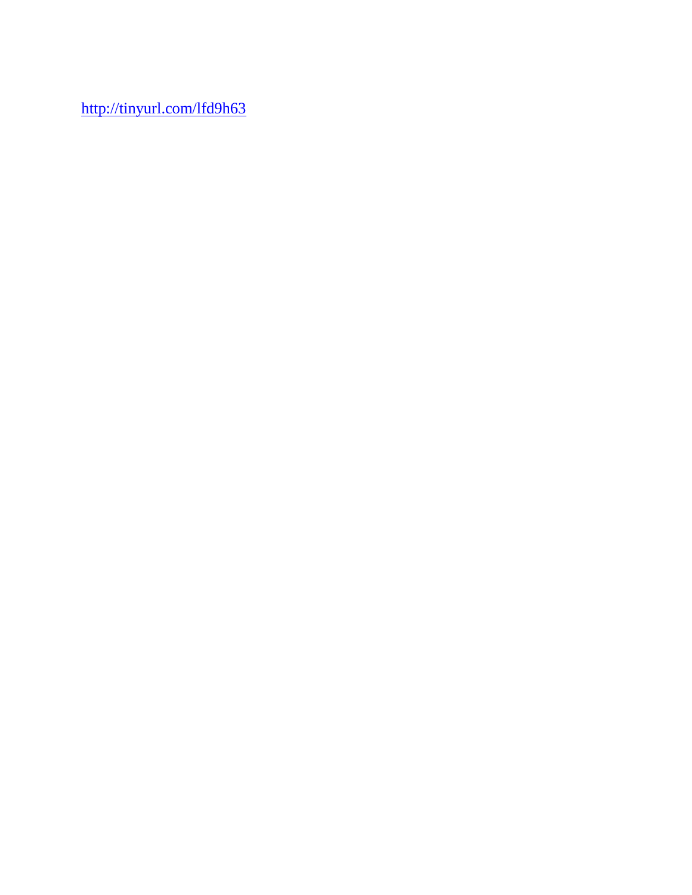http://tinyurl.com/lfd9h63